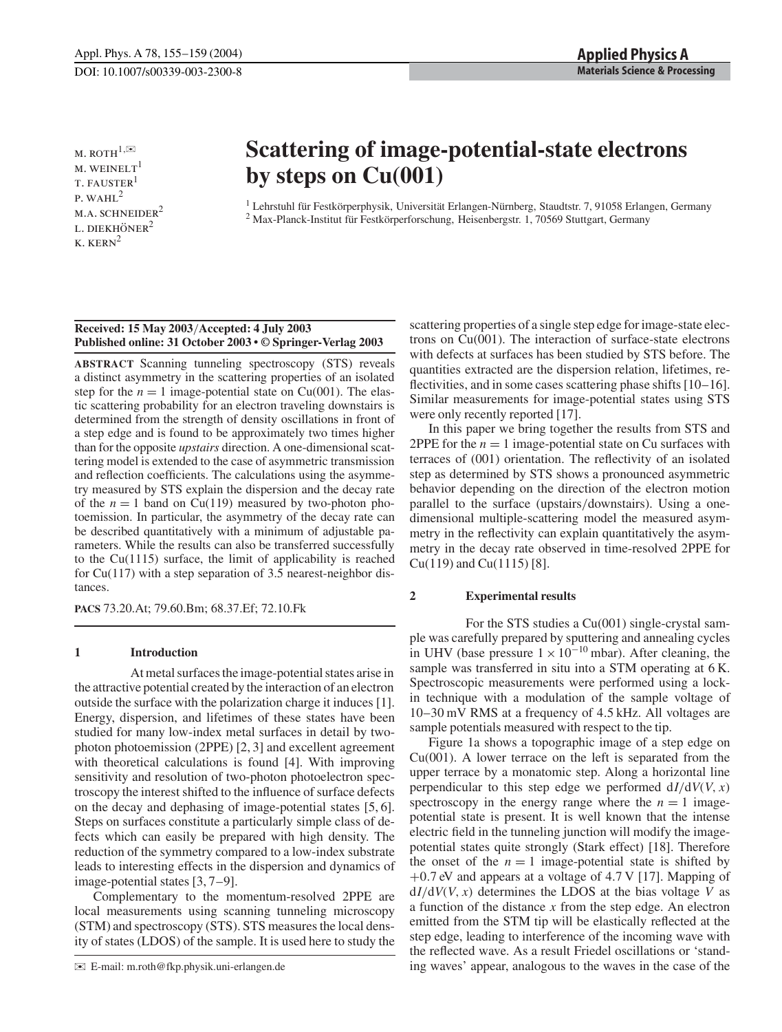# Scattering of image-potential-state electrons by steps on Cu(001)

M. ROTH[1,✉], M. WEINELT[1], T. FAUSTER[1], P. WAHL[2], M.A. SCHNEIDER[2], L. DIEKHÖNER[2], K. KERN[2]

[1] Lehrstuhl für Festkörperphysik, Universität Erlangen-Nürnberg, Staudtstr. 7, 91058 Erlangen, Germany
[2] Max-Planck-Institut für Festkörperforschung, Heisenbergstr. 1, 70569 Stuttgart, Germany

**Received: 15 May 2003/Accepted: 4 July 2003**
**Published online: 31 October 2003 • © Springer-Verlag 2003**

**ABSTRACT** Scanning tunneling spectroscopy (STS) reveals a distinct asymmetry in the scattering properties of an isolated step for the $n = 1$ image-potential state on Cu(001). The elastic scattering probability for an electron traveling downstairs is determined from the strength of density oscillations in front of a step edge and is found to be approximately two times higher than for the opposite *upstairs* direction. A one-dimensional scattering model is extended to the case of asymmetric transmission and reflection coefficients. The calculations using the asymmetry measured by STS explain the dispersion and the decay rate of the $n = 1$ band on Cu(119) measured by two-photon photoemission. In particular, the asymmetry of the decay rate can be described quantitatively with a minimum of adjustable parameters. While the results can also be transferred successfully to the Cu(1115) surface, the limit of applicability is reached for Cu(117) with a step separation of 3.5 nearest-neighbor distances.

**PACS** 73.20.At; 79.60.Bm; 68.37.Ef; 72.10.Fk

## 1 Introduction

At metal surfaces the image-potential states arise in the attractive potential created by the interaction of an electron outside the surface with the polarization charge it induces [1]. Energy, dispersion, and lifetimes of these states have been studied for many low-index metal surfaces in detail by two-photon photoemission (2PPE) [2, 3] and excellent agreement with theoretical calculations is found [4]. With improving sensitivity and resolution of two-photon photoelectron spectroscopy the interest shifted to the influence of surface defects on the decay and dephasing of image-potential states [5, 6]. Steps on surfaces constitute a particularly simple class of defects which can easily be prepared with high density. The reduction of the symmetry compared to a low-index substrate leads to interesting effects in the dispersion and dynamics of image-potential states [3, 7–9].

Complementary to the momentum-resolved 2PPE are local measurements using scanning tunneling microscopy (STM) and spectroscopy (STS). STS measures the local density of states (LDOS) of the sample. It is used here to study the scattering properties of a single step edge for image-state electrons on Cu(001). The interaction of surface-state electrons with defects at surfaces has been studied by STS before. The quantities extracted are the dispersion relation, lifetimes, reflectivities, and in some cases scattering phase shifts [10–16]. Similar measurements for image-potential states using STS were only recently reported [17].

In this paper we bring together the results from STS and 2PPE for the $n = 1$ image-potential state on Cu surfaces with terraces of (001) orientation. The reflectivity of an isolated step as determined by STS shows a pronounced asymmetric behavior depending on the direction of the electron motion parallel to the surface (upstairs/downstairs). Using a one-dimensional multiple-scattering model the measured asymmetry in the reflectivity can explain quantitatively the asymmetry in the decay rate observed in time-resolved 2PPE for Cu(119) and Cu(1115) [8].

## 2 Experimental results

For the STS studies a Cu(001) single-crystal sample was carefully prepared by sputtering and annealing cycles in UHV (base pressure $1 \times 10^{-10}$ mbar). After cleaning, the sample was transferred in situ into a STM operating at 6 K. Spectroscopic measurements were performed using a lock-in technique with a modulation of the sample voltage of 10–30 mV RMS at a frequency of 4.5 kHz. All voltages are sample potentials measured with respect to the tip.

Figure 1a shows a topographic image of a step edge on Cu(001). A lower terrace on the left is separated from the upper terrace by a monatomic step. Along a horizontal line perpendicular to this step edge we performed $dI/dV(V, x)$ spectroscopy in the energy range where the $n = 1$ image-potential state is present. It is well known that the intense electric field in the tunneling junction will modify the image-potential states quite strongly (Stark effect) [18]. Therefore the onset of the $n = 1$ image-potential state is shifted by +0.7 eV and appears at a voltage of 4.7 V [17]. Mapping of $dI/dV(V, x)$ determines the LDOS at the bias voltage $V$ as a function of the distance $x$ from the step edge. An electron emitted from the STM tip will be elastically reflected at the step edge, leading to interference of the incoming wave with the reflected wave. As a result Friedel oscillations or 'standing waves' appear, analogous to the waves in the case of the

✉ E-mail: m.roth@fkp.physik.uni-erlangen.de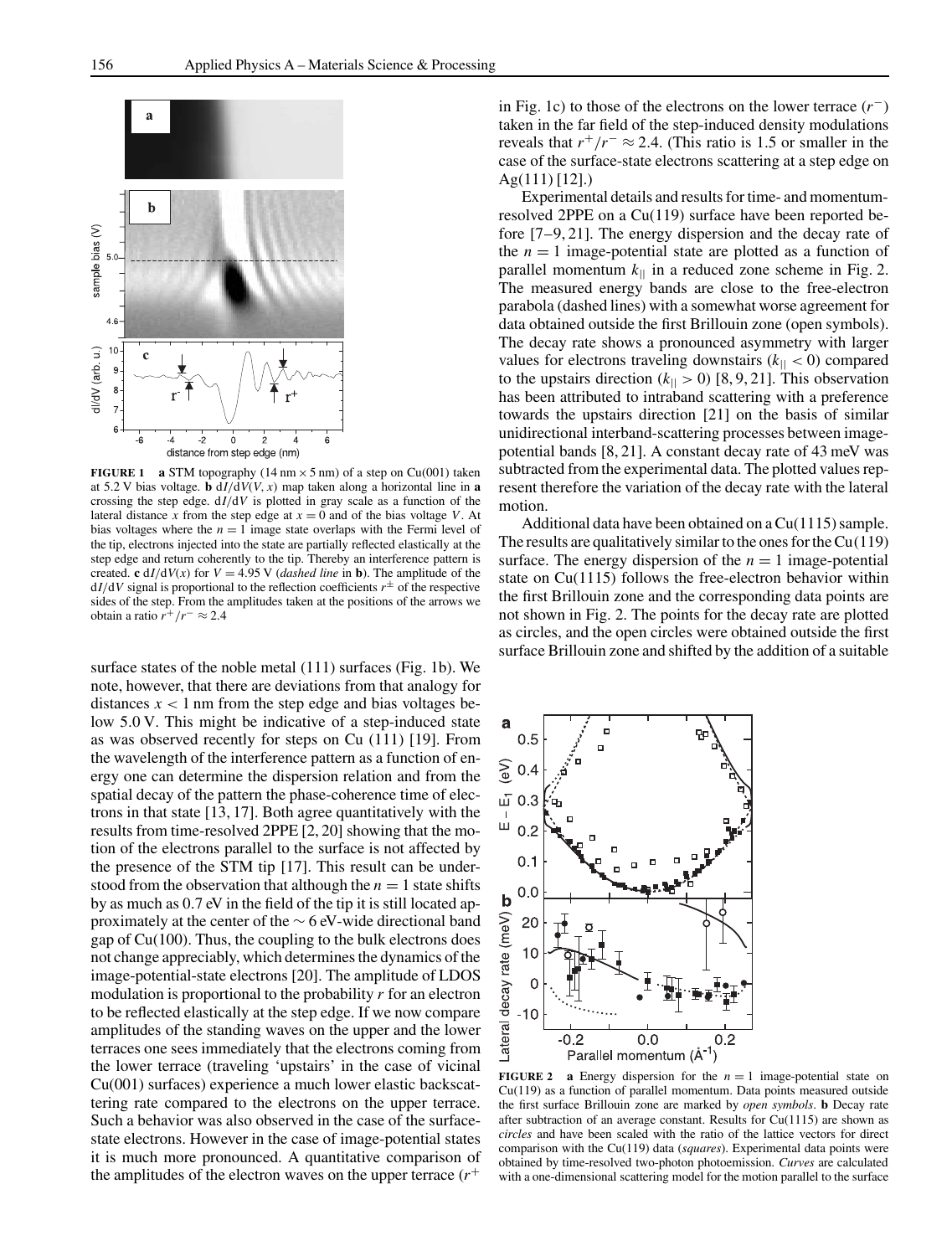**FIGURE 1** **a** STM topography (14 nm × 5 nm) of a step on Cu(001) taken at 5.2 V bias voltage. **b** $dI/dV(V, x)$ map taken along a horizontal line in **a** crossing the step edge. $dI/dV$ is plotted in gray scale as a function of the lateral distance $x$ from the step edge at $x = 0$ and of the bias voltage $V$. At bias voltages where the $n = 1$ image state overlaps with the Fermi level of the tip, electrons injected into the state are partially reflected elastically at the step edge and return coherently to the tip. Thereby an interference pattern is created. **c** $dI/dV(x)$ for $V = 4.95$ V (*dashed line* in **b**). The amplitude of the $dI/dV$ signal is proportional to the reflection coefficients $r^{\pm}$ of the respective sides of the step. From the amplitudes taken at the positions of the arrows we obtain a ratio $r^+/r^- \approx 2.4$

surface states of the noble metal (111) surfaces (Fig. 1b). We note, however, that there are deviations from that analogy for distances $x < 1$ nm from the step edge and bias voltages below 5.0 V. This might be indicative of a step-induced state as was observed recently for steps on Cu (111) [19]. From the wavelength of the interference pattern as a function of energy one can determine the dispersion relation and from the spatial decay of the pattern the phase-coherence time of electrons in that state [13, 17]. Both agree quantitatively with the results from time-resolved 2PPE [2, 20] showing that the motion of the electrons parallel to the surface is not affected by the presence of the STM tip [17]. This result can be understood from the observation that although the $n = 1$ state shifts by as much as 0.7 eV in the field of the tip it is still located approximately at the center of the ∼ 6 eV-wide directional band gap of Cu(100). Thus, the coupling to the bulk electrons does not change appreciably, which determines the dynamics of the image-potential-state electrons [20]. The amplitude of LDOS modulation is proportional to the probability $r$ for an electron to be reflected elastically at the step edge. If we now compare amplitudes of the standing waves on the upper and the lower terraces one sees immediately that the electrons coming from the lower terrace (traveling 'upstairs' in the case of vicinal Cu(001) surfaces) experience a much lower elastic backscattering rate compared to the electrons on the upper terrace. Such a behavior was also observed in the case of the surface-state electrons. However in the case of image-potential states it is much more pronounced. A quantitative comparison of the amplitudes of the electron waves on the upper terrace ($r^+$ in Fig. 1c) to those of the electrons on the lower terrace ($r^-$) taken in the far field of the step-induced density modulations reveals that $r^+/r^- \approx 2.4$. (This ratio is 1.5 or smaller in the case of the surface-state electrons scattering at a step edge on Ag(111) [12].)

Experimental details and results for time- and momentum-resolved 2PPE on a Cu(119) surface have been reported before [7–9, 21]. The energy dispersion and the decay rate of the $n = 1$ image-potential state are plotted as a function of parallel momentum $k_{||}$ in a reduced zone scheme in Fig. 2. The measured energy bands are close to the free-electron parabola (dashed lines) with a somewhat worse agreement for data obtained outside the first Brillouin zone (open symbols). The decay rate shows a pronounced asymmetry with larger values for electrons traveling downstairs ($k_{||} < 0$) compared to the upstairs direction ($k_{||} > 0$) [8, 9, 21]. This observation has been attributed to intraband scattering with a preference towards the upstairs direction [21] on the basis of similar unidirectional interband-scattering processes between image-potential bands [8, 21]. A constant decay rate of 43 meV was subtracted from the experimental data. The plotted values represent therefore the variation of the decay rate with the lateral motion.

Additional data have been obtained on a Cu(1115) sample. The results are qualitatively similar to the ones for the Cu(119) surface. The energy dispersion of the $n = 1$ image-potential state on Cu(1115) follows the free-electron behavior within the first Brillouin zone and the corresponding data points are not shown in Fig. 2. The points for the decay rate are plotted as circles, and the open circles were obtained outside the first surface Brillouin zone and shifted by the addition of a suitable

**FIGURE 2** **a** Energy dispersion for the $n = 1$ image-potential state on Cu(119) as a function of parallel momentum. Data points measured outside the first surface Brillouin zone are marked by *open symbols*. **b** Decay rate after subtraction of an average constant. Results for Cu(1115) are shown as *circles* and have been scaled with the ratio of the lattice vectors for direct comparison with the Cu(119) data (*squares*). Experimental data points were obtained by time-resolved two-photon photoemission. *Curves* are calculated with a one-dimensional scattering model for the motion parallel to the surface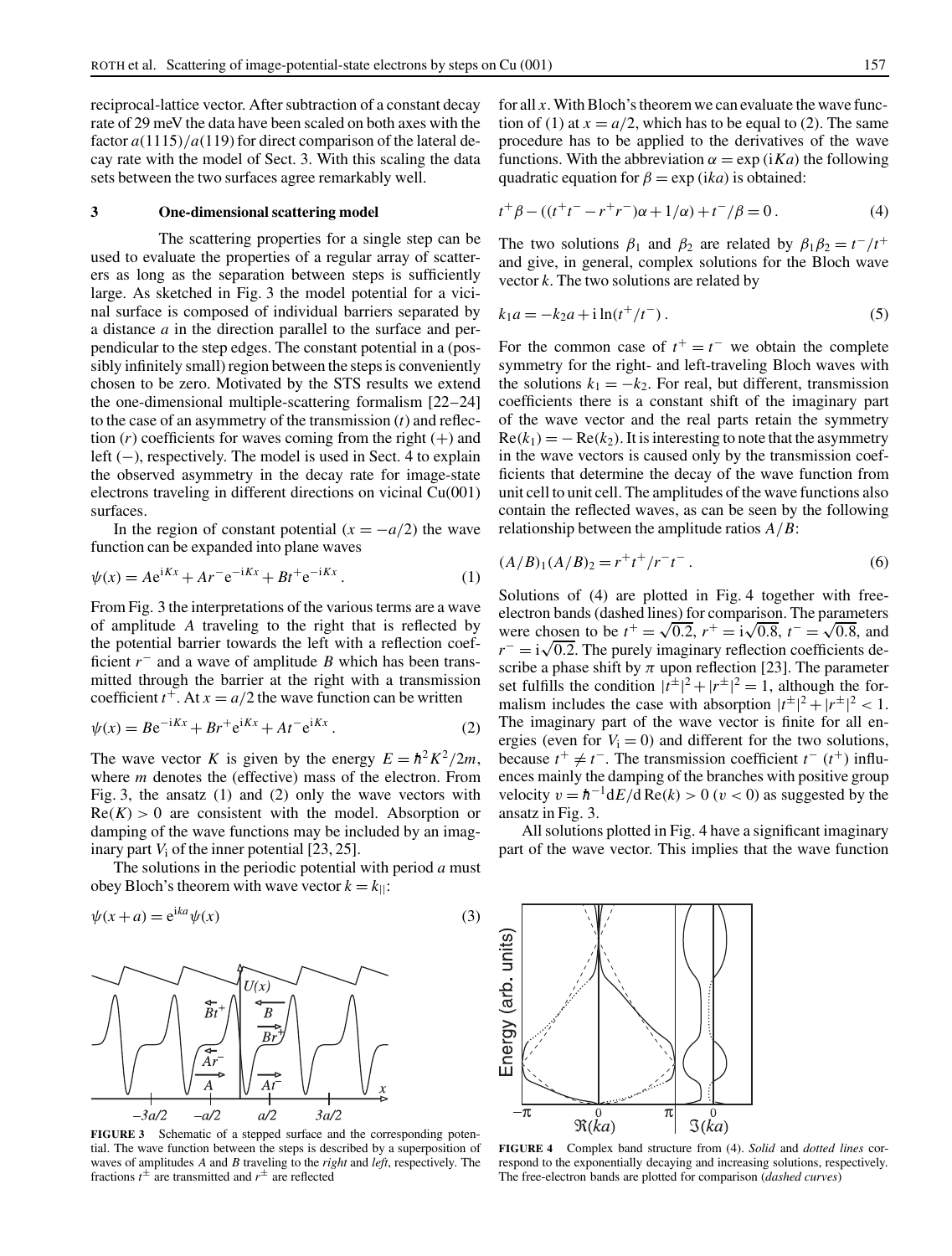reciprocal-lattice vector. After subtraction of a constant decay rate of 29 meV the data have been scaled on both axes with the factor $a(1115)/a(119)$ for direct comparison of the lateral decay rate with the model of Sect. 3. With this scaling the data sets between the two surfaces agree remarkably well.

## 3 One-dimensional scattering model

The scattering properties for a single step can be used to evaluate the properties of a regular array of scatterers as long as the separation between steps is sufficiently large. As sketched in Fig. 3 the model potential for a vicinal surface is composed of individual barriers separated by a distance $a$ in the direction parallel to the surface and perpendicular to the step edges. The constant potential in a (possibly infinitely small) region between the steps is conveniently chosen to be zero. Motivated by the STS results we extend the one-dimensional multiple-scattering formalism [22–24] to the case of an asymmetry of the transmission ($t$) and reflection ($r$) coefficients for waves coming from the right (+) and left (−), respectively. The model is used in Sect. 4 to explain the observed asymmetry in the decay rate for image-state electrons traveling in different directions on vicinal Cu(001) surfaces.

In the region of constant potential ($x = -a/2$) the wave function can be expanded into plane waves

$$\psi(x) = A\mathrm{e}^{\mathrm{i}Kx} + Ar^{-}\mathrm{e}^{-\mathrm{i}Kx} + Bt^{+}\mathrm{e}^{-\mathrm{i}Kx} . \quad (1)$$

From Fig. 3 the interpretations of the various terms are a wave of amplitude $A$ traveling to the right that is reflected by the potential barrier towards the left with a reflection coefficient $r^-$ and a wave of amplitude $B$ which has been transmitted through the barrier at the right with a transmission coefficient $t^+$. At $x = a/2$ the wave function can be written

$$\psi(x) = B\mathrm{e}^{-\mathrm{i}Kx} + Br^{+}\mathrm{e}^{\mathrm{i}Kx} + At^{-}\mathrm{e}^{\mathrm{i}Kx} . \quad (2)$$

The wave vector $K$ is given by the energy $E = \hbar^2 K^2/2m$, where $m$ denotes the (effective) mass of the electron. From Fig. 3, the ansatz (1) and (2) only the wave vectors with $\mathrm{Re}(K) > 0$ are consistent with the model. Absorption or damping of the wave functions may be included by an imaginary part $V_\mathrm{i}$ of the inner potential [23, 25].

The solutions in the periodic potential with period $a$ must obey Bloch's theorem with wave vector $k = k_{||}$:

$$\psi(x+a) = \mathrm{e}^{\mathrm{i}ka}\psi(x) \quad (3)$$

**FIGURE 3** Schematic of a stepped surface and the corresponding potential. The wave function between the steps is described by a superposition of waves of amplitudes $A$ and $B$ traveling to the *right* and *left*, respectively. The fractions $t^\pm$ are transmitted and $r^\pm$ are reflected

for all $x$. With Bloch's theorem we can evaluate the wave function of (1) at $x = a/2$, which has to be equal to (2). The same procedure has to be applied to the derivatives of the wave functions. With the abbreviation $\alpha = \exp(\mathrm{i}Ka)$ the following quadratic equation for $\beta = \exp(\mathrm{i}ka)$ is obtained:

$$t^{+}\beta - ((t^{+}t^{-} - r^{+}r^{-})\alpha + 1/\alpha) + t^{-}/\beta = 0 . \quad (4)$$

The two solutions $\beta_1$ and $\beta_2$ are related by $\beta_1\beta_2 = t^-/t^+$ and give, in general, complex solutions for the Bloch wave vector $k$. The two solutions are related by

$$k_1 a = -k_2 a + \mathrm{i}\ln(t^+/t^-) . \quad (5)$$

For the common case of $t^+ = t^-$ we obtain the complete symmetry for the right- and left-traveling Bloch waves with the solutions $k_1 = -k_2$. For real, but different, transmission coefficients there is a constant shift of the imaginary part of the wave vector and the real parts retain the symmetry $\mathrm{Re}(k_1) = -\mathrm{Re}(k_2)$. It is interesting to note that the asymmetry in the wave vectors is caused only by the transmission coefficients that determine the decay of the wave function from unit cell to unit cell. The amplitudes of the wave functions also contain the reflected waves, as can be seen by the following relationship between the amplitude ratios $A/B$:

$$(A/B)_1(A/B)_2 = r^+t^+/r^-t^- . \quad (6)$$

Solutions of (4) are plotted in Fig. 4 together with free-electron bands (dashed lines) for comparison. The parameters were chosen to be $t^+ = \sqrt{0.2}$, $r^+ = \mathrm{i}\sqrt{0.8}$, $t^- = \sqrt{0.8}$, and $r^- = \mathrm{i}\sqrt{0.2}$. The purely imaginary reflection coefficients describe a phase shift by $\pi$ upon reflection [23]. The parameter set fulfills the condition $|t^\pm|^2 + |r^\pm|^2 = 1$, although the formalism includes the case with absorption $|t^\pm|^2 + |r^\pm|^2 < 1$. The imaginary part of the wave vector is finite for all energies (even for $V_\mathrm{i} = 0$) and different for the two solutions, because $t^+ \neq t^-$. The transmission coefficient $t^-$ ($t^+$) influences mainly the damping of the branches with positive group velocity $v = \hbar^{-1}\mathrm{d}E/\mathrm{d}\,\mathrm{Re}(k) > 0$ ($v < 0$) as suggested by the ansatz in Fig. 3.

All solutions plotted in Fig. 4 have a significant imaginary part of the wave vector. This implies that the wave function

**FIGURE 4** Complex band structure from (4). *Solid* and *dotted lines* correspond to the exponentially decaying and increasing solutions, respectively. The free-electron bands are plotted for comparison (*dashed curves*)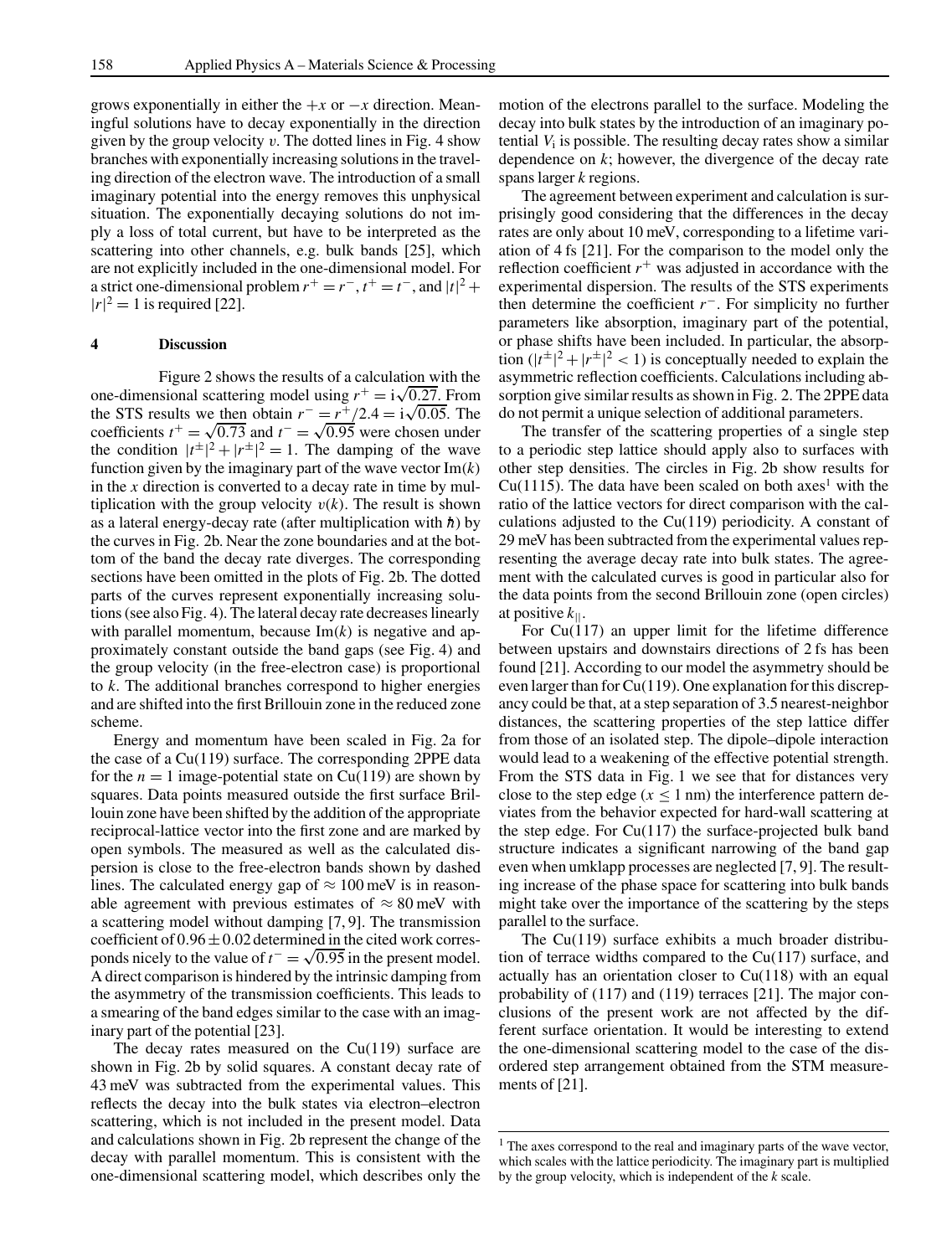grows exponentially in either the $+x$ or $-x$ direction. Meaningful solutions have to decay exponentially in the direction given by the group velocity $v$. The dotted lines in Fig. 4 show branches with exponentially increasing solutions in the traveling direction of the electron wave. The introduction of a small imaginary potential into the energy removes this unphysical situation. The exponentially decaying solutions do not imply a loss of total current, but have to be interpreted as the scattering into other channels, e.g. bulk bands [25], which are not explicitly included in the one-dimensional model. For a strict one-dimensional problem $r^+ = r^-$, $t^+ = t^-$, and $|t|^2 + |r|^2 = 1$ is required [22].

## 4 Discussion

Figure 2 shows the results of a calculation with the one-dimensional scattering model using $r^+ = \mathrm{i}\sqrt{0.27}$. From the STS results we then obtain $r^- = r^+/2.4 = \mathrm{i}\sqrt{0.05}$. The coefficients $t^+ = \sqrt{0.73}$ and $t^- = \sqrt{0.95}$ were chosen under the condition $|t^\pm|^2 + |r^\pm|^2 = 1$. The damping of the wave function given by the imaginary part of the wave vector $\mathrm{Im}(k)$ in the $x$ direction is converted to a decay rate in time by multiplication with the group velocity $v(k)$. The result is shown as a lateral energy-decay rate (after multiplication with $\hbar$) by the curves in Fig. 2b. Near the zone boundaries and at the bottom of the band the decay rate diverges. The corresponding sections have been omitted in the plots of Fig. 2b. The dotted parts of the curves represent exponentially increasing solutions (see also Fig. 4). The lateral decay rate decreases linearly with parallel momentum, because $\mathrm{Im}(k)$ is negative and approximately constant outside the band gaps (see Fig. 4) and the group velocity (in the free-electron case) is proportional to $k$. The additional branches correspond to higher energies and are shifted into the first Brillouin zone in the reduced zone scheme.

Energy and momentum have been scaled in Fig. 2a for the case of a Cu(119) surface. The corresponding 2PPE data for the $n = 1$ image-potential state on Cu(119) are shown by squares. Data points measured outside the first surface Brillouin zone have been shifted by the addition of the appropriate reciprocal-lattice vector into the first zone and are marked by open symbols. The measured as well as the calculated dispersion is close to the free-electron bands shown by dashed lines. The calculated energy gap of $\approx 100$ meV is in reasonable agreement with previous estimates of $\approx 80$ meV with a scattering model without damping [7, 9]. The transmission coefficient of $0.96 \pm 0.02$ determined in the cited work corresponds nicely to the value of $t^- = \sqrt{0.95}$ in the present model. A direct comparison is hindered by the intrinsic damping from the asymmetry of the transmission coefficients. This leads to a smearing of the band edges similar to the case with an imaginary part of the potential [23].

The decay rates measured on the Cu(119) surface are shown in Fig. 2b by solid squares. A constant decay rate of 43 meV was subtracted from the experimental values. This reflects the decay into the bulk states via electron–electron scattering, which is not included in the present model. Data and calculations shown in Fig. 2b represent the change of the decay with parallel momentum. This is consistent with the one-dimensional scattering model, which describes only the motion of the electrons parallel to the surface. Modeling the decay into bulk states by the introduction of an imaginary potential $V_\mathrm{i}$ is possible. The resulting decay rates show a similar dependence on $k$; however, the divergence of the decay rate spans larger $k$ regions.

The agreement between experiment and calculation is surprisingly good considering that the differences in the decay rates are only about 10 meV, corresponding to a lifetime variation of 4 fs [21]. For the comparison to the model only the reflection coefficient $r^+$ was adjusted in accordance with the experimental dispersion. The results of the STS experiments then determine the coefficient $r^-$. For simplicity no further parameters like absorption, imaginary part of the potential, or phase shifts have been included. In particular, the absorption ($|t^\pm|^2 + |r^\pm|^2 < 1$) is conceptually needed to explain the asymmetric reflection coefficients. Calculations including absorption give similar results as shown in Fig. 2. The 2PPE data do not permit a unique selection of additional parameters.

The transfer of the scattering properties of a single step to a periodic step lattice should apply also to surfaces with other step densities. The circles in Fig. 2b show results for Cu(1115). The data have been scaled on both axes[1] with the ratio of the lattice vectors for direct comparison with the calculations adjusted to the Cu(119) periodicity. A constant of 29 meV has been subtracted from the experimental values representing the average decay rate into bulk states. The agreement with the calculated curves is good in particular also for the data points from the second Brillouin zone (open circles) at positive $k_\parallel$.

For Cu(117) an upper limit for the lifetime difference between upstairs and downstairs directions of 2 fs has been found [21]. According to our model the asymmetry should be even larger than for Cu(119). One explanation for this discrepancy could be that, at a step separation of 3.5 nearest-neighbor distances, the scattering properties of the step lattice differ from those of an isolated step. The dipole–dipole interaction would lead to a weakening of the effective potential strength. From the STS data in Fig. 1 we see that for distances very close to the step edge ($x \leq 1$ nm) the interference pattern deviates from the behavior expected for hard-wall scattering at the step edge. For Cu(117) the surface-projected bulk band structure indicates a significant narrowing of the band gap even when umklapp processes are neglected [7, 9]. The resulting increase of the phase space for scattering into bulk bands might take over the importance of the scattering by the steps parallel to the surface.

The Cu(119) surface exhibits a much broader distribution of terrace widths compared to the Cu(117) surface, and actually has an orientation closer to Cu(118) with an equal probability of (117) and (119) terraces [21]. The major conclusions of the present work are not affected by the different surface orientation. It would be interesting to extend the one-dimensional scattering model to the case of the disordered step arrangement obtained from the STM measurements of [21].

[1] The axes correspond to the real and imaginary parts of the wave vector, which scales with the lattice periodicity. The imaginary part is multiplied by the group velocity, which is independent of the $k$ scale.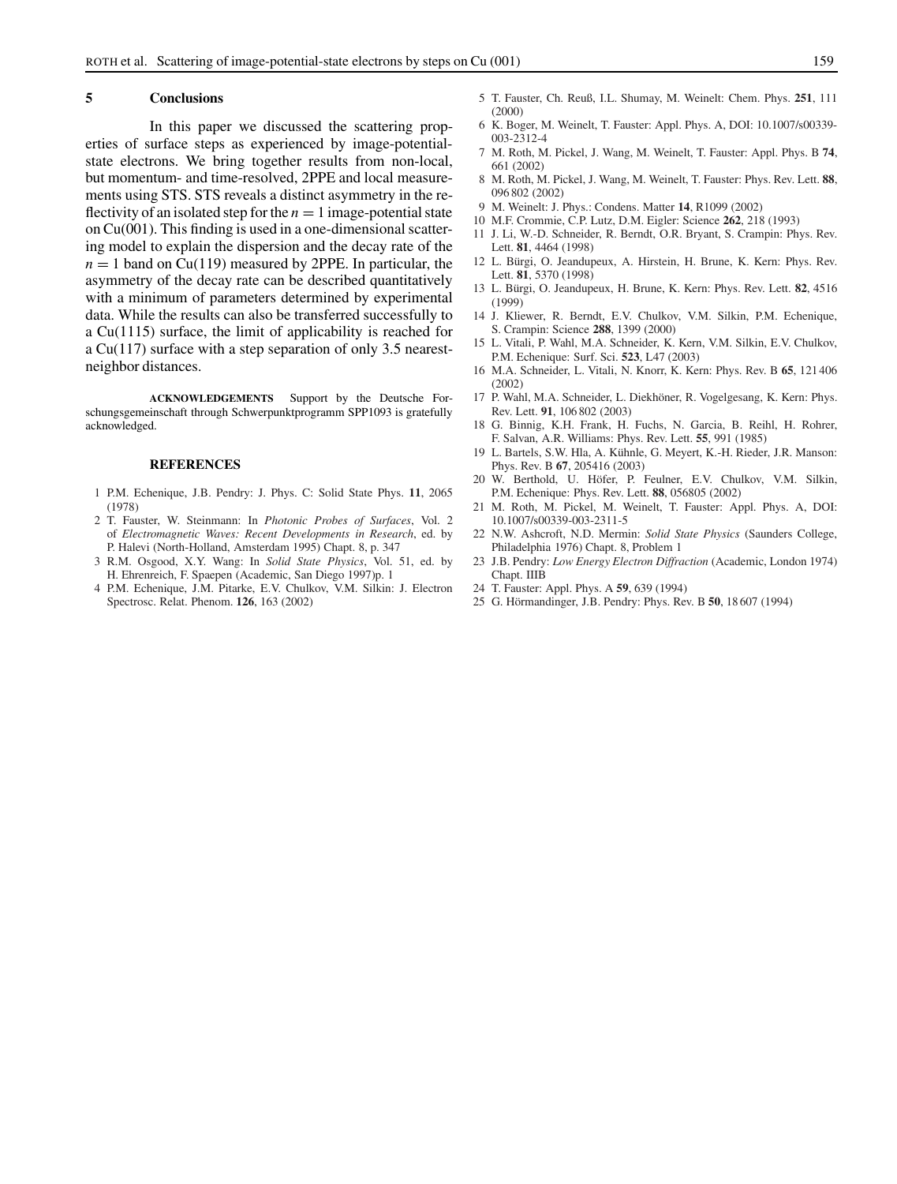## 5 Conclusions

In this paper we discussed the scattering properties of surface steps as experienced by image-potential-state electrons. We bring together results from non-local, but momentum- and time-resolved, 2PPE and local measurements using STS. STS reveals a distinct asymmetry in the reflectivity of an isolated step for the $n = 1$ image-potential state on Cu(001). This finding is used in a one-dimensional scattering model to explain the dispersion and the decay rate of the $n = 1$ band on Cu(119) measured by 2PPE. In particular, the asymmetry of the decay rate can be described quantitatively with a minimum of parameters determined by experimental data. While the results can also be transferred successfully to a Cu(1115) surface, the limit of applicability is reached for a Cu(117) surface with a step separation of only 3.5 nearest-neighbor distances.

**ACKNOWLEDGEMENTS** Support by the Deutsche Forschungsgemeinschaft through Schwerpunktprogramm SPP1093 is gratefully acknowledged.

### REFERENCES

1. P.M. Echenique, J.B. Pendry: J. Phys. C: Solid State Phys. **11**, 2065 (1978)
2. T. Fauster, W. Steinmann: In *Photonic Probes of Surfaces*, Vol. 2 of *Electromagnetic Waves: Recent Developments in Research*, ed. by P. Halevi (North-Holland, Amsterdam 1995) Chapt. 8, p. 347
3. R.M. Osgood, X.Y. Wang: In *Solid State Physics*, Vol. 51, ed. by H. Ehrenreich, F. Spaepen (Academic, San Diego 1997)p. 1
4. P.M. Echenique, J.M. Pitarke, E.V. Chulkov, V.M. Silkin: J. Electron Spectrosc. Relat. Phenom. **126**, 163 (2002)
5. T. Fauster, Ch. Reuß, I.L. Shumay, M. Weinelt: Chem. Phys. **251**, 111 (2000)
6. K. Boger, M. Weinelt, T. Fauster: Appl. Phys. A, DOI: 10.1007/s00339-003-2312-4
7. M. Roth, M. Pickel, J. Wang, M. Weinelt, T. Fauster: Appl. Phys. B **74**, 661 (2002)
8. M. Roth, M. Pickel, J. Wang, M. Weinelt, T. Fauster: Phys. Rev. Lett. **88**, 096 802 (2002)
9. M. Weinelt: J. Phys.: Condens. Matter **14**, R1099 (2002)
10. M.F. Crommie, C.P. Lutz, D.M. Eigler: Science **262**, 218 (1993)
11. J. Li, W.-D. Schneider, R. Berndt, O.R. Bryant, S. Crampin: Phys. Rev. Lett. **81**, 4464 (1998)
12. L. Bürgi, O. Jeandupeux, A. Hirstein, H. Brune, K. Kern: Phys. Rev. Lett. **81**, 5370 (1998)
13. L. Bürgi, O. Jeandupeux, H. Brune, K. Kern: Phys. Rev. Lett. **82**, 4516 (1999)
14. J. Kliewer, R. Berndt, E.V. Chulkov, V.M. Silkin, P.M. Echenique, S. Crampin: Science **288**, 1399 (2000)
15. L. Vitali, P. Wahl, M.A. Schneider, K. Kern, V.M. Silkin, E.V. Chulkov, P.M. Echenique: Surf. Sci. **523**, L47 (2003)
16. M.A. Schneider, L. Vitali, N. Knorr, K. Kern: Phys. Rev. B **65**, 121 406 (2002)
17. P. Wahl, M.A. Schneider, L. Diekhöner, R. Vogelgesang, K. Kern: Phys. Rev. Lett. **91**, 106 802 (2003)
18. G. Binnig, K.H. Frank, H. Fuchs, N. Garcia, B. Reihl, H. Rohrer, F. Salvan, A.R. Williams: Phys. Rev. Lett. **55**, 991 (1985)
19. L. Bartels, S.W. Hla, A. Kühnle, G. Meyert, K.-H. Rieder, J.R. Manson: Phys. Rev. B **67**, 205416 (2003)
20. W. Berthold, U. Höfer, P. Feulner, E.V. Chulkov, V.M. Silkin, P.M. Echenique: Phys. Rev. Lett. **88**, 056805 (2002)
21. M. Roth, M. Pickel, M. Weinelt, T. Fauster: Appl. Phys. A, DOI: 10.1007/s00339-003-2311-5
22. N.W. Ashcroft, N.D. Mermin: *Solid State Physics* (Saunders College, Philadelphia 1976) Chapt. 8, Problem 1
23. J.B. Pendry: *Low Energy Electron Diffraction* (Academic, London 1974) Chapt. IIIB
24. T. Fauster: Appl. Phys. A **59**, 639 (1994)
25. G. Hörmandinger, J.B. Pendry: Phys. Rev. B **50**, 18 607 (1994)